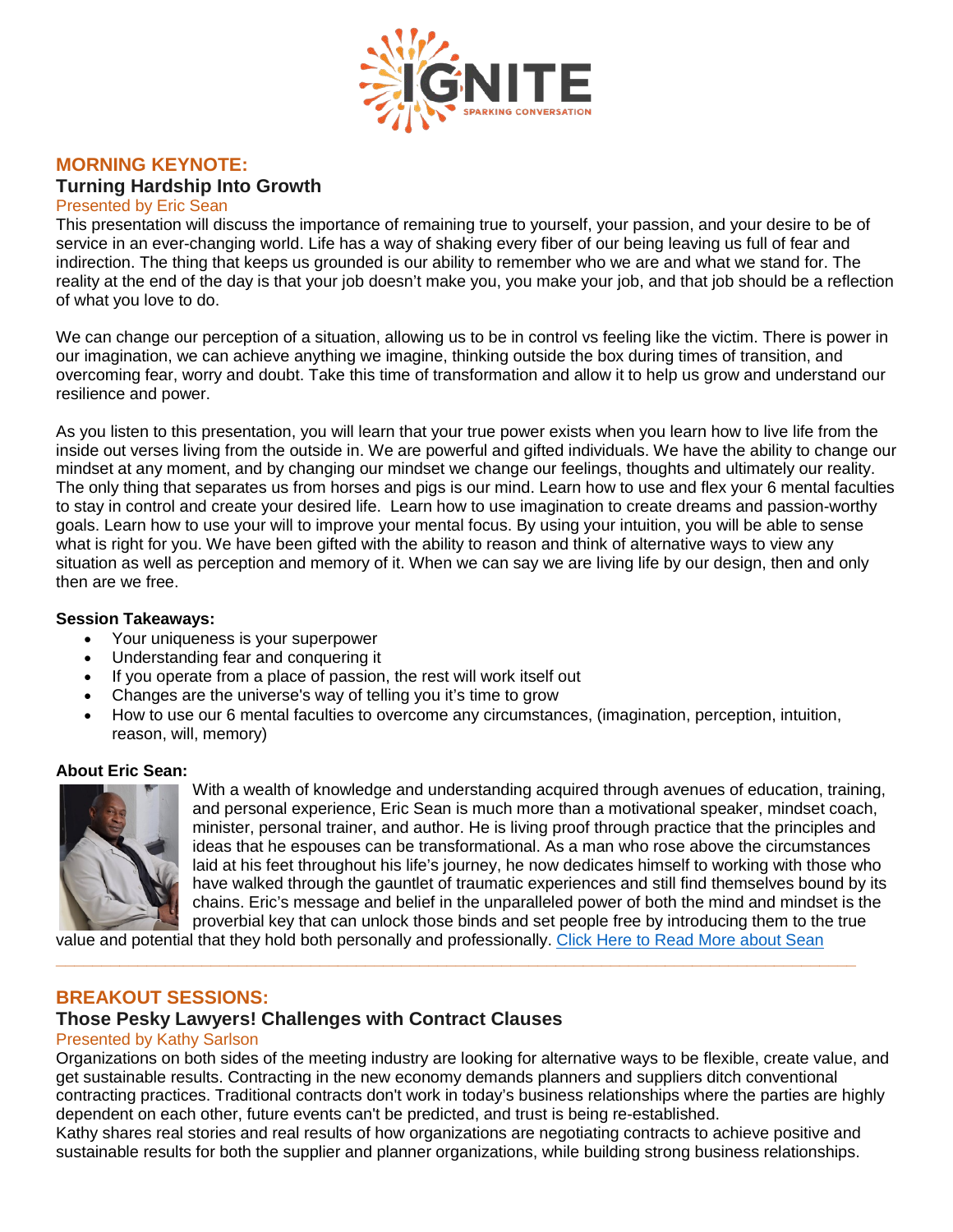IGNITE
SPARKING CONVERSATION

## MORNING KEYNOTE:

### Turning Hardship Into Growth

Presented by Eric Sean

This presentation will discuss the importance of remaining true to yourself, your passion, and your desire to be of service in an ever-changing world. Life has a way of shaking every fiber of our being leaving us full of fear and indirection. The thing that keeps us grounded is our ability to remember who we are and what we stand for. The reality at the end of the day is that your job doesn't make you, you make your job, and that job should be a reflection of what you love to do.

We can change our perception of a situation, allowing us to be in control vs feeling like the victim. There is power in our imagination, we can achieve anything we imagine, thinking outside the box during times of transition, and overcoming fear, worry and doubt. Take this time of transformation and allow it to help us grow and understand our resilience and power.

As you listen to this presentation, you will learn that your true power exists when you learn how to live life from the inside out verses living from the outside in. We are powerful and gifted individuals. We have the ability to change our mindset at any moment, and by changing our mindset we change our feelings, thoughts and ultimately our reality. The only thing that separates us from horses and pigs is our mind. Learn how to use and flex your 6 mental faculties to stay in control and create your desired life. Learn how to use imagination to create dreams and passion-worthy goals. Learn how to use your will to improve your mental focus. By using your intuition, you will be able to sense what is right for you. We have been gifted with the ability to reason and think of alternative ways to view any situation as well as perception and memory of it. When we can say we are living life by our design, then and only then are we free.

**Session Takeaways:**

- Your uniqueness is your superpower
- Understanding fear and conquering it
- If you operate from a place of passion, the rest will work itself out
- Changes are the universe's way of telling you it's time to grow
- How to use our 6 mental faculties to overcome any circumstances, (imagination, perception, intuition, reason, will, memory)

**About Eric Sean:**

With a wealth of knowledge and understanding acquired through avenues of education, training, and personal experience, Eric Sean is much more than a motivational speaker, mindset coach, minister, personal trainer, and author. He is living proof through practice that the principles and ideas that he espouses can be transformational. As a man who rose above the circumstances laid at his feet throughout his life's journey, he now dedicates himself to working with those who have walked through the gauntlet of traumatic experiences and still find themselves bound by its chains. Eric's message and belief in the unparalleled power of both the mind and mindset is the proverbial key that can unlock those binds and set people free by introducing them to the true value and potential that they hold both personally and professionally. [Click Here to Read More about Sean]

---

## BREAKOUT SESSIONS:

### Those Pesky Lawyers! Challenges with Contract Clauses

Presented by Kathy Sarlson

Organizations on both sides of the meeting industry are looking for alternative ways to be flexible, create value, and get sustainable results. Contracting in the new economy demands planners and suppliers ditch conventional contracting practices. Traditional contracts don't work in today's business relationships where the parties are highly dependent on each other, future events can't be predicted, and trust is being re-established.
Kathy shares real stories and real results of how organizations are negotiating contracts to achieve positive and sustainable results for both the supplier and planner organizations, while building strong business relationships.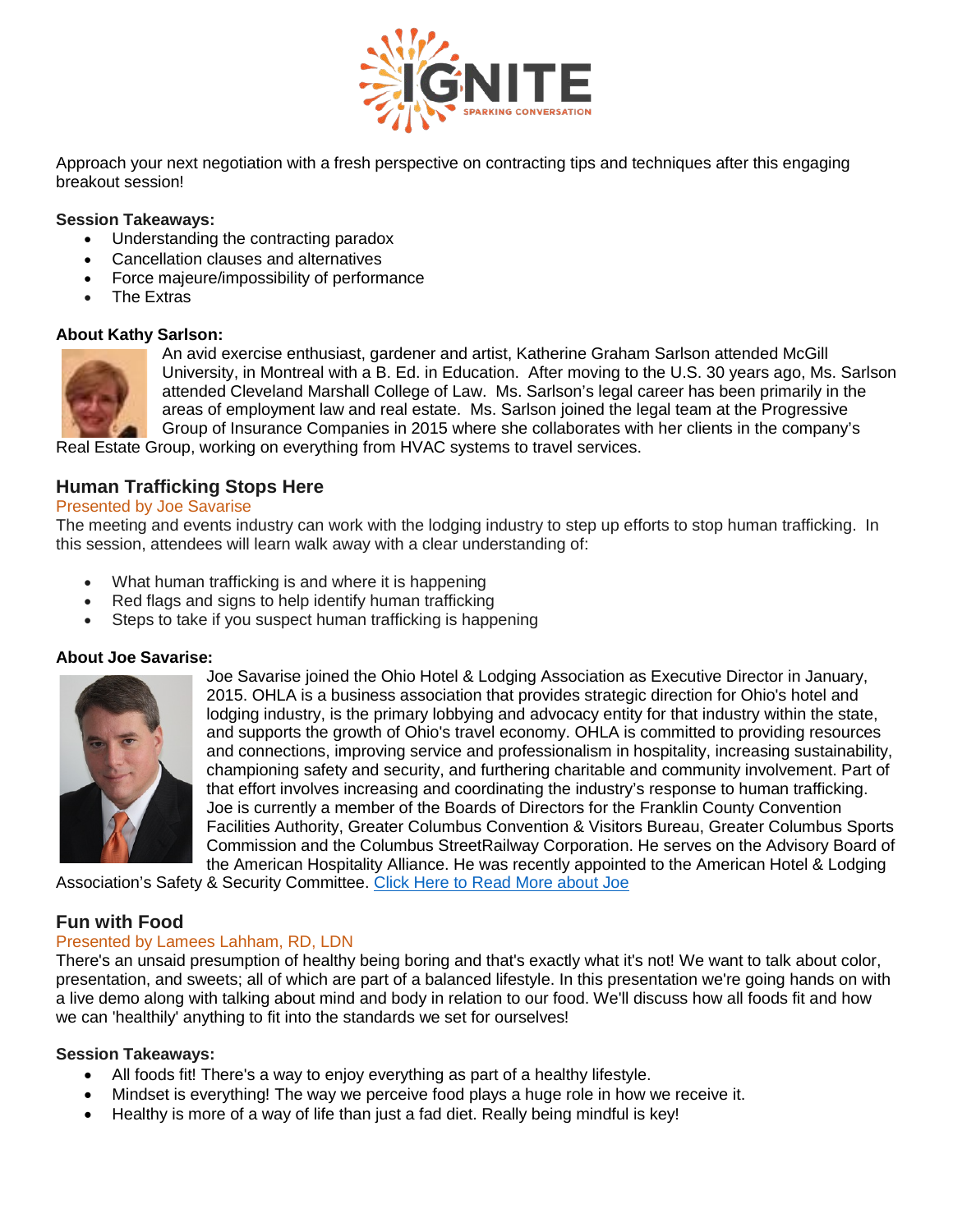Approach your next negotiation with a fresh perspective on contracting tips and techniques after this engaging breakout session!

**Session Takeaways:**

- Understanding the contracting paradox
- Cancellation clauses and alternatives
- Force majeure/impossibility of performance
- The Extras

**About Kathy Sarlson:**

An avid exercise enthusiast, gardener and artist, Katherine Graham Sarlson attended McGill University, in Montreal with a B. Ed. in Education. After moving to the U.S. 30 years ago, Ms. Sarlson attended Cleveland Marshall College of Law. Ms. Sarlson's legal career has been primarily in the areas of employment law and real estate. Ms. Sarlson joined the legal team at the Progressive Group of Insurance Companies in 2015 where she collaborates with her clients in the company's Real Estate Group, working on everything from HVAC systems to travel services.

## Human Trafficking Stops Here

Presented by Joe Savarise

The meeting and events industry can work with the lodging industry to step up efforts to stop human trafficking. In this session, attendees will learn walk away with a clear understanding of:

- What human trafficking is and where it is happening
- Red flags and signs to help identify human trafficking
- Steps to take if you suspect human trafficking is happening

**About Joe Savarise:**

Joe Savarise joined the Ohio Hotel & Lodging Association as Executive Director in January, 2015. OHLA is a business association that provides strategic direction for Ohio's hotel and lodging industry, is the primary lobbying and advocacy entity for that industry within the state, and supports the growth of Ohio's travel economy. OHLA is committed to providing resources and connections, improving service and professionalism in hospitality, increasing sustainability, championing safety and security, and furthering charitable and community involvement. Part of that effort involves increasing and coordinating the industry's response to human trafficking. Joe is currently a member of the Boards of Directors for the Franklin County Convention Facilities Authority, Greater Columbus Convention & Visitors Bureau, Greater Columbus Sports Commission and the Columbus StreetRailway Corporation. He serves on the Advisory Board of the American Hospitality Alliance. He was recently appointed to the American Hotel & Lodging Association's Safety & Security Committee. Click Here to Read More about Joe

## Fun with Food

Presented by Lamees Lahham, RD, LDN

There's an unsaid presumption of healthy being boring and that's exactly what it's not! We want to talk about color, presentation, and sweets; all of which are part of a balanced lifestyle. In this presentation we're going hands on with a live demo along with talking about mind and body in relation to our food. We'll discuss how all foods fit and how we can 'healthily' anything to fit into the standards we set for ourselves!

**Session Takeaways:**

- All foods fit! There's a way to enjoy everything as part of a healthy lifestyle.
- Mindset is everything! The way we perceive food plays a huge role in how we receive it.
- Healthy is more of a way of life than just a fad diet. Really being mindful is key!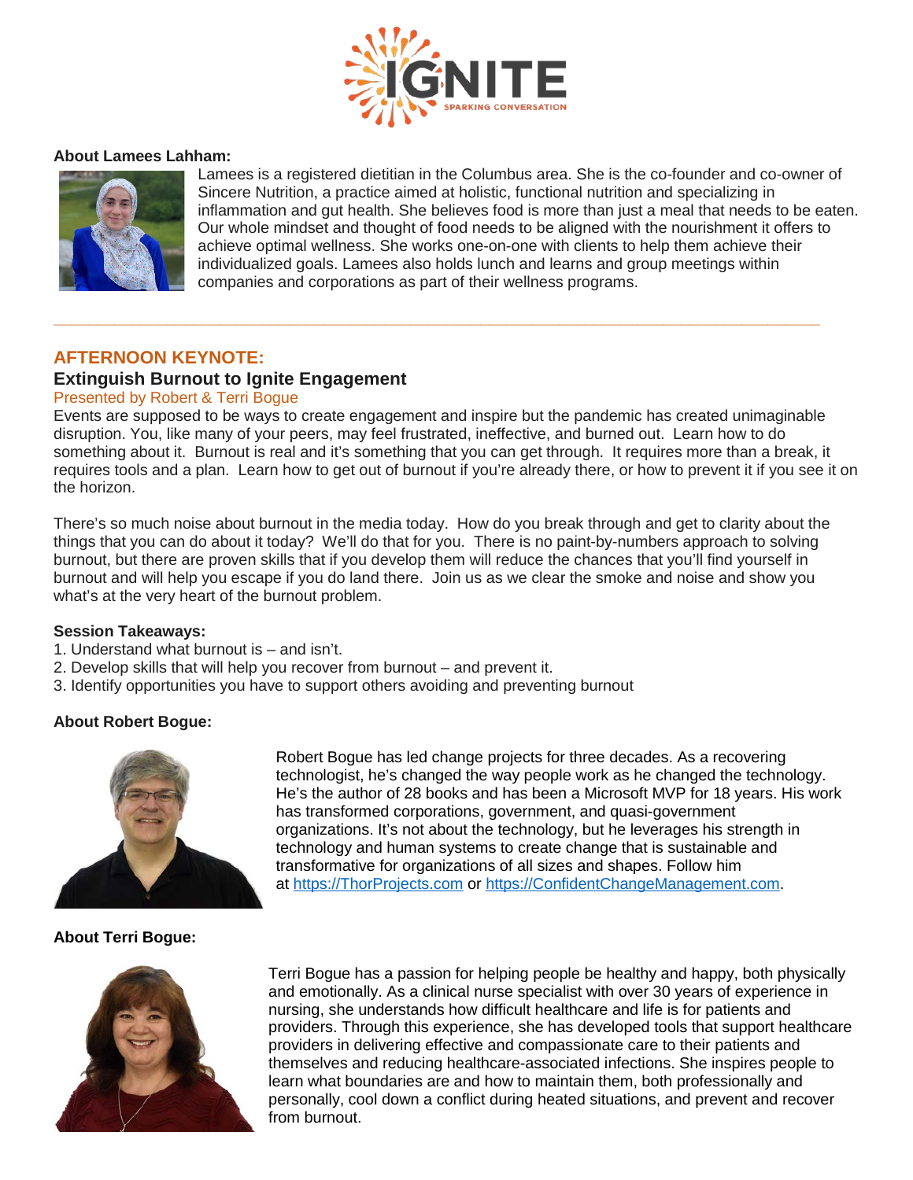**About Lamees Lahham:**

Lamees is a registered dietitian in the Columbus area. She is the co-founder and co-owner of Sincere Nutrition, a practice aimed at holistic, functional nutrition and specializing in inflammation and gut health. She believes food is more than just a meal that needs to be eaten. Our whole mindset and thought of food needs to be aligned with the nourishment it offers to achieve optimal wellness. She works one-on-one with clients to help them achieve their individualized goals. Lamees also holds lunch and learns and group meetings within companies and corporations as part of their wellness programs.

---

## AFTERNOON KEYNOTE:

### Extinguish Burnout to Ignite Engagement

Presented by Robert & Terri Bogue

Events are supposed to be ways to create engagement and inspire but the pandemic has created unimaginable disruption. You, like many of your peers, may feel frustrated, ineffective, and burned out. Learn how to do something about it. Burnout is real and it's something that you can get through. It requires more than a break, it requires tools and a plan. Learn how to get out of burnout if you're already there, or how to prevent it if you see it on the horizon.

There's so much noise about burnout in the media today. How do you break through and get to clarity about the things that you can do about it today? We'll do that for you. There is no paint-by-numbers approach to solving burnout, but there are proven skills that if you develop them will reduce the chances that you'll find yourself in burnout and will help you escape if you do land there. Join us as we clear the smoke and noise and show you what's at the very heart of the burnout problem.

**Session Takeaways:**

1. Understand what burnout is – and isn't.
2. Develop skills that will help you recover from burnout – and prevent it.
3. Identify opportunities you have to support others avoiding and preventing burnout

**About Robert Bogue:**

Robert Bogue has led change projects for three decades. As a recovering technologist, he's changed the way people work as he changed the technology. He's the author of 28 books and has been a Microsoft MVP for 18 years. His work has transformed corporations, government, and quasi-government organizations. It's not about the technology, but he leverages his strength in technology and human systems to create change that is sustainable and transformative for organizations of all sizes and shapes. Follow him at [https://ThorProjects.com](https://ThorProjects.com) or [https://ConfidentChangeManagement.com](https://ConfidentChangeManagement.com).

**About Terri Bogue:**

Terri Bogue has a passion for helping people be healthy and happy, both physically and emotionally. As a clinical nurse specialist with over 30 years of experience in nursing, she understands how difficult healthcare and life is for patients and providers. Through this experience, she has developed tools that support healthcare providers in delivering effective and compassionate care to their patients and themselves and reducing healthcare-associated infections. She inspires people to learn what boundaries are and how to maintain them, both professionally and personally, cool down a conflict during heated situations, and prevent and recover from burnout.